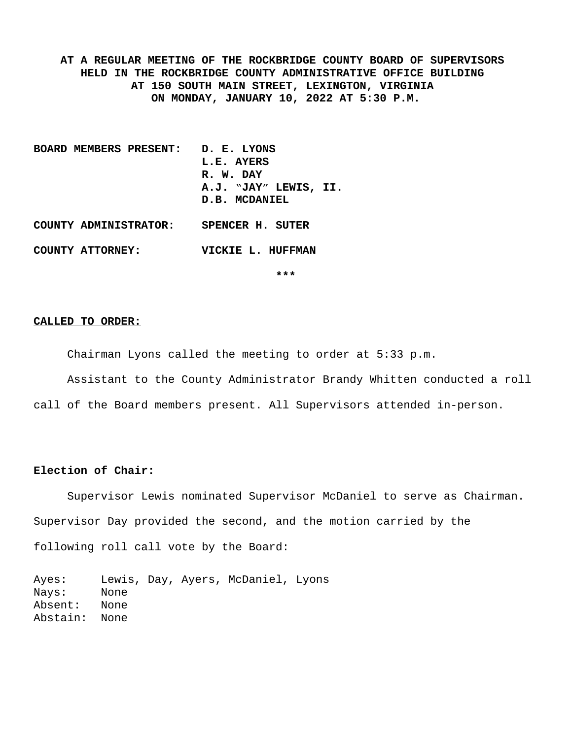**AT A REGULAR MEETING OF THE ROCKBRIDGE COUNTY BOARD OF SUPERVISORS HELD IN THE ROCKBRIDGE COUNTY ADMINISTRATIVE OFFICE BUILDING AT 150 SOUTH MAIN STREET, LEXINGTON, VIRGINIA ON MONDAY, JANUARY 10, 2022 AT 5:30 P.M.**

**BOARD MEMBERS PRESENT:** **D. E. LYONS**
**L.E. AYERS**
**R. W. DAY**
**A.J. "JAY" LEWIS, II.**
**D.B. MCDANIEL**

**COUNTY ADMINISTRATOR:** **SPENCER H. SUTER**

**COUNTY ATTORNEY:** **VICKIE L. HUFFMAN**

***

**CALLED TO ORDER:**

Chairman Lyons called the meeting to order at 5:33 p.m.

Assistant to the County Administrator Brandy Whitten conducted a roll call of the Board members present. All Supervisors attended in-person.

**Election of Chair:**

Supervisor Lewis nominated Supervisor McDaniel to serve as Chairman. Supervisor Day provided the second, and the motion carried by the following roll call vote by the Board:

Ayes: Lewis, Day, Ayers, McDaniel, Lyons
Nays: None
Absent: None
Abstain: None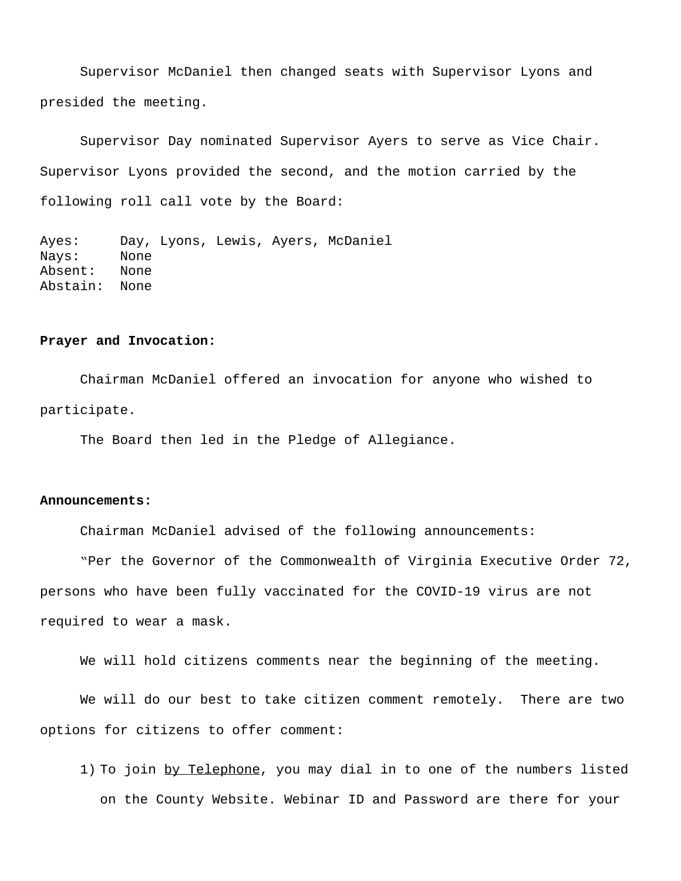Supervisor McDaniel then changed seats with Supervisor Lyons and presided the meeting.

Supervisor Day nominated Supervisor Ayers to serve as Vice Chair. Supervisor Lyons provided the second, and the motion carried by the following roll call vote by the Board:

Ayes: Day, Lyons, Lewis, Ayers, McDaniel
Nays: None
Absent: None
Abstain: None

**Prayer and Invocation:**

Chairman McDaniel offered an invocation for anyone who wished to participate.

The Board then led in the Pledge of Allegiance.

**Announcements:**

Chairman McDaniel advised of the following announcements:

"Per the Governor of the Commonwealth of Virginia Executive Order 72, persons who have been fully vaccinated for the COVID-19 virus are not required to wear a mask.

We will hold citizens comments near the beginning of the meeting.

We will do our best to take citizen comment remotely. There are two options for citizens to offer comment:

1) To join by Telephone, you may dial in to one of the numbers listed on the County Website. Webinar ID and Password are there for your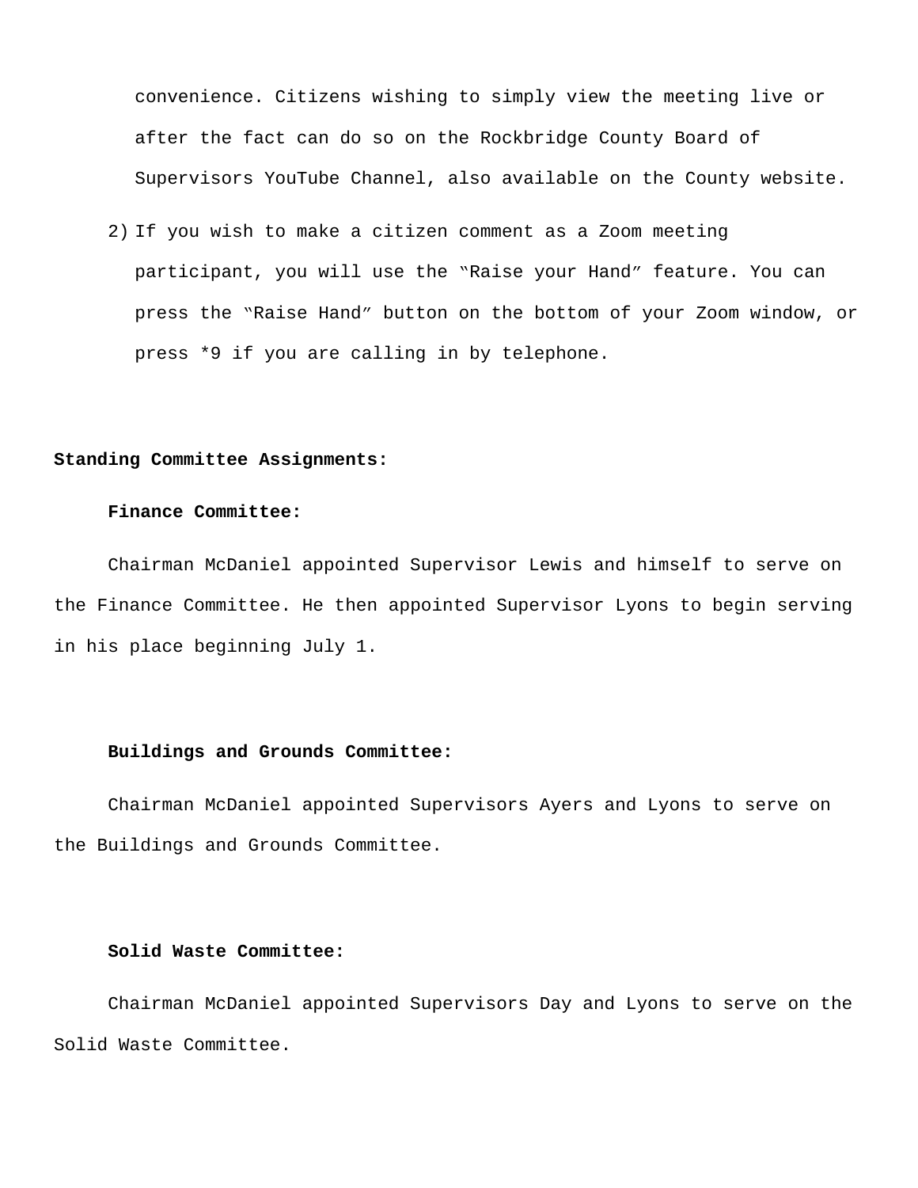convenience. Citizens wishing to simply view the meeting live or after the fact can do so on the Rockbridge County Board of Supervisors YouTube Channel, also available on the County website.

2) If you wish to make a citizen comment as a Zoom meeting participant, you will use the “Raise your Hand” feature. You can press the “Raise Hand” button on the bottom of your Zoom window, or press *9 if you are calling in by telephone.

**Standing Committee Assignments:**

**Finance Committee:**

Chairman McDaniel appointed Supervisor Lewis and himself to serve on the Finance Committee. He then appointed Supervisor Lyons to begin serving in his place beginning July 1.

**Buildings and Grounds Committee:**

Chairman McDaniel appointed Supervisors Ayers and Lyons to serve on the Buildings and Grounds Committee.

**Solid Waste Committee:**

Chairman McDaniel appointed Supervisors Day and Lyons to serve on the Solid Waste Committee.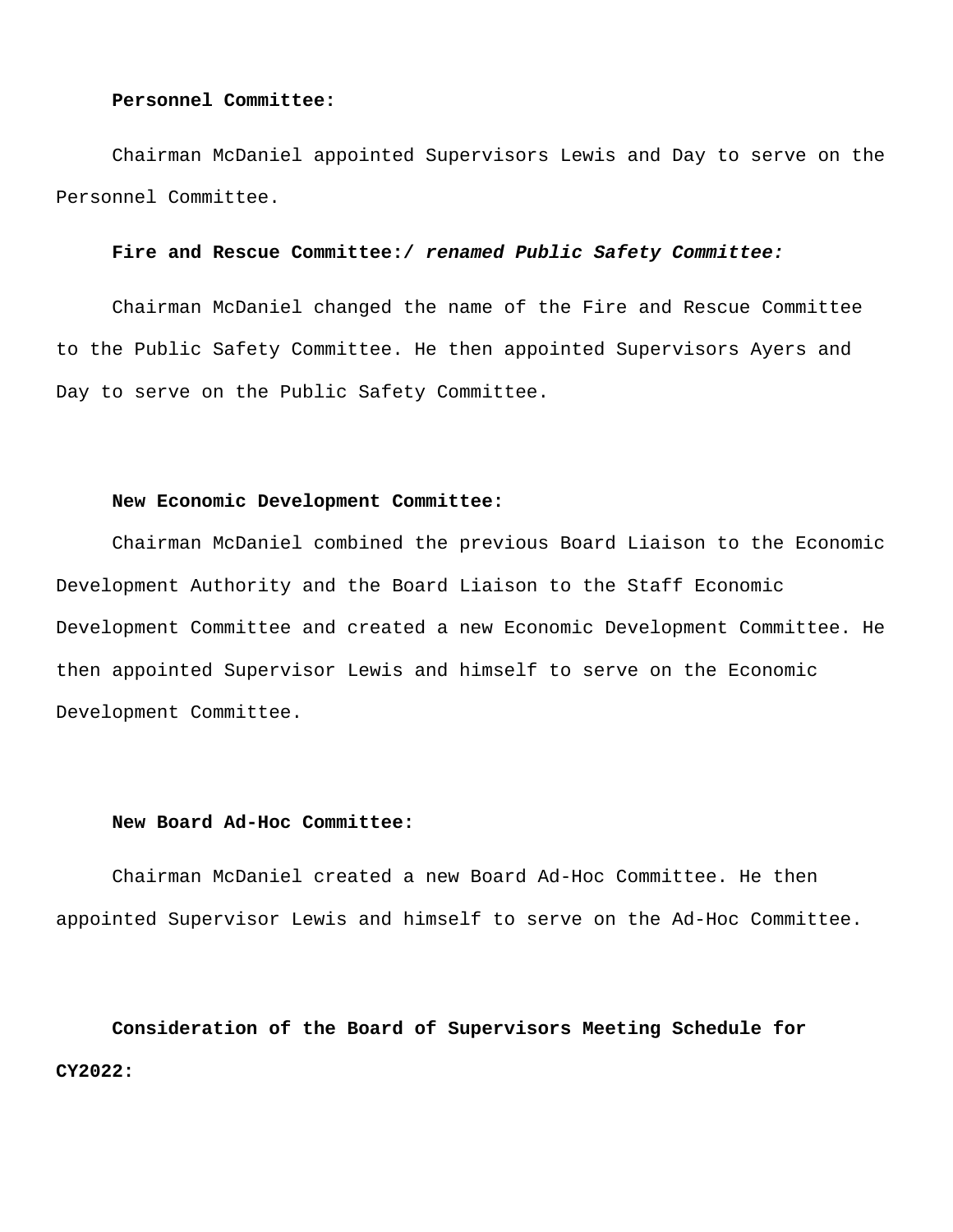**Personnel Committee:**

Chairman McDaniel appointed Supervisors Lewis and Day to serve on the Personnel Committee.

**Fire and Rescue Committee:/ *renamed Public Safety Committee:***

Chairman McDaniel changed the name of the Fire and Rescue Committee to the Public Safety Committee. He then appointed Supervisors Ayers and Day to serve on the Public Safety Committee.

**New Economic Development Committee:**

Chairman McDaniel combined the previous Board Liaison to the Economic Development Authority and the Board Liaison to the Staff Economic Development Committee and created a new Economic Development Committee. He then appointed Supervisor Lewis and himself to serve on the Economic Development Committee.

**New Board Ad-Hoc Committee:**

Chairman McDaniel created a new Board Ad-Hoc Committee. He then appointed Supervisor Lewis and himself to serve on the Ad-Hoc Committee.

**Consideration of the Board of Supervisors Meeting Schedule for CY2022:**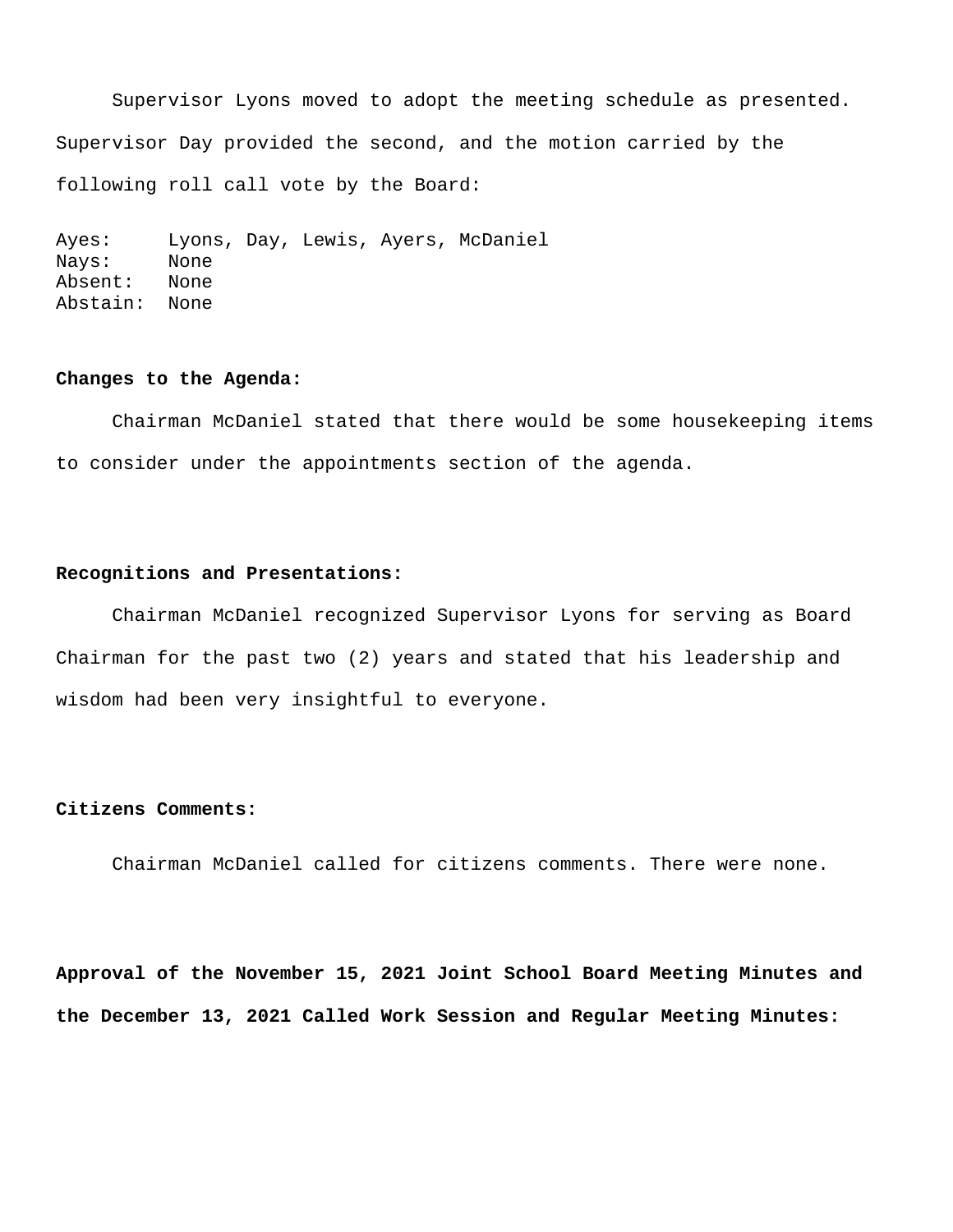Supervisor Lyons moved to adopt the meeting schedule as presented. Supervisor Day provided the second, and the motion carried by the following roll call vote by the Board:

Ayes: Lyons, Day, Lewis, Ayers, McDaniel
Nays: None
Absent: None
Abstain: None

**Changes to the Agenda:**

Chairman McDaniel stated that there would be some housekeeping items to consider under the appointments section of the agenda.

**Recognitions and Presentations:**

Chairman McDaniel recognized Supervisor Lyons for serving as Board Chairman for the past two (2) years and stated that his leadership and wisdom had been very insightful to everyone.

**Citizens Comments:**

Chairman McDaniel called for citizens comments. There were none.

**Approval of the November 15, 2021 Joint School Board Meeting Minutes and the December 13, 2021 Called Work Session and Regular Meeting Minutes:**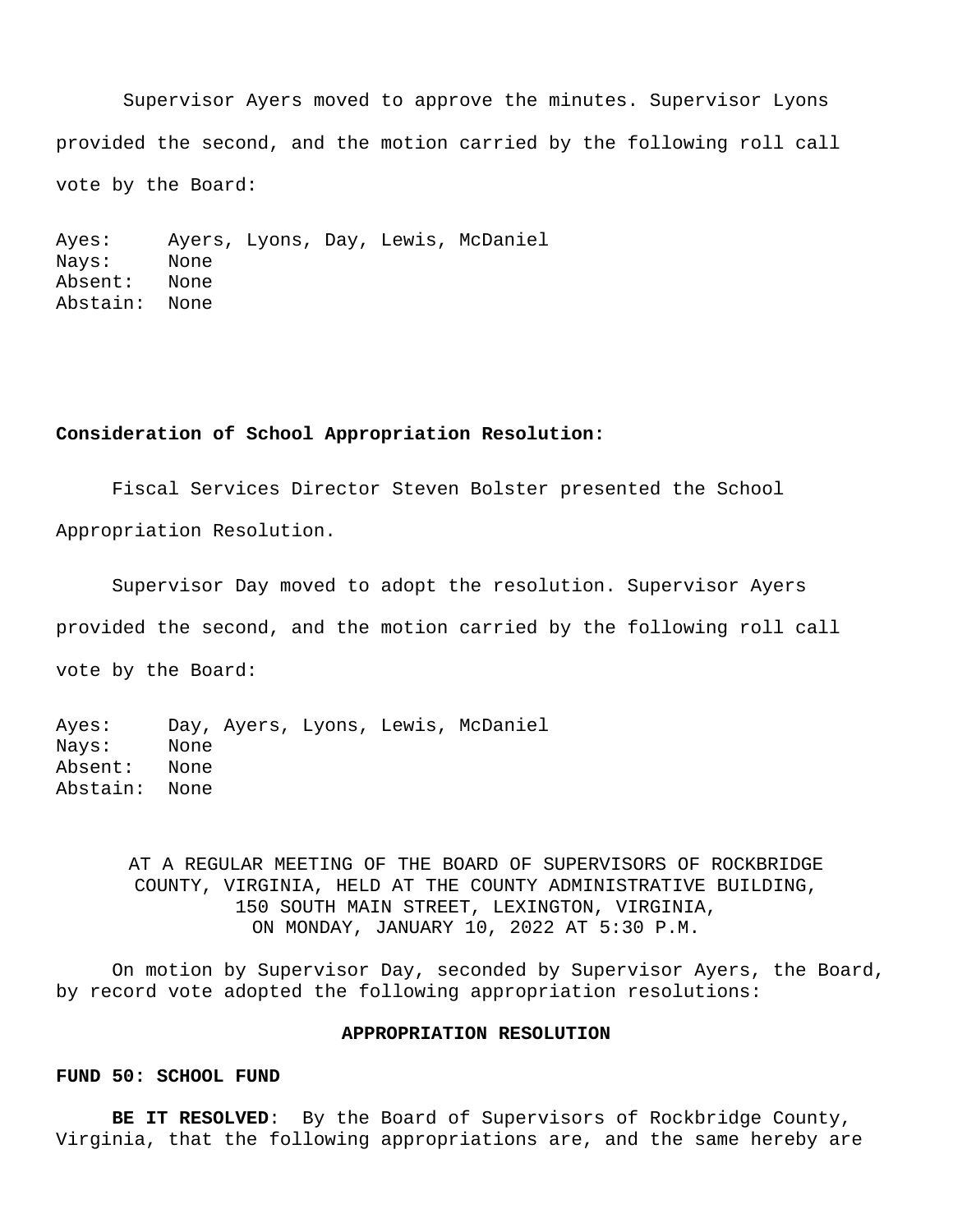Supervisor Ayers moved to approve the minutes. Supervisor Lyons provided the second, and the motion carried by the following roll call vote by the Board:

Ayes: Ayers, Lyons, Day, Lewis, McDaniel
Nays: None
Absent: None
Abstain: None

**Consideration of School Appropriation Resolution:**

Fiscal Services Director Steven Bolster presented the School Appropriation Resolution.

Supervisor Day moved to adopt the resolution. Supervisor Ayers provided the second, and the motion carried by the following roll call vote by the Board:

Ayes: Day, Ayers, Lyons, Lewis, McDaniel
Nays: None
Absent: None
Abstain: None

AT A REGULAR MEETING OF THE BOARD OF SUPERVISORS OF ROCKBRIDGE COUNTY, VIRGINIA, HELD AT THE COUNTY ADMINISTRATIVE BUILDING, 150 SOUTH MAIN STREET, LEXINGTON, VIRGINIA, ON MONDAY, JANUARY 10, 2022 AT 5:30 P.M.

On motion by Supervisor Day, seconded by Supervisor Ayers, the Board, by record vote adopted the following appropriation resolutions:

**APPROPRIATION RESOLUTION**

**FUND 50: SCHOOL FUND**

**BE IT RESOLVED**: By the Board of Supervisors of Rockbridge County, Virginia, that the following appropriations are, and the same hereby are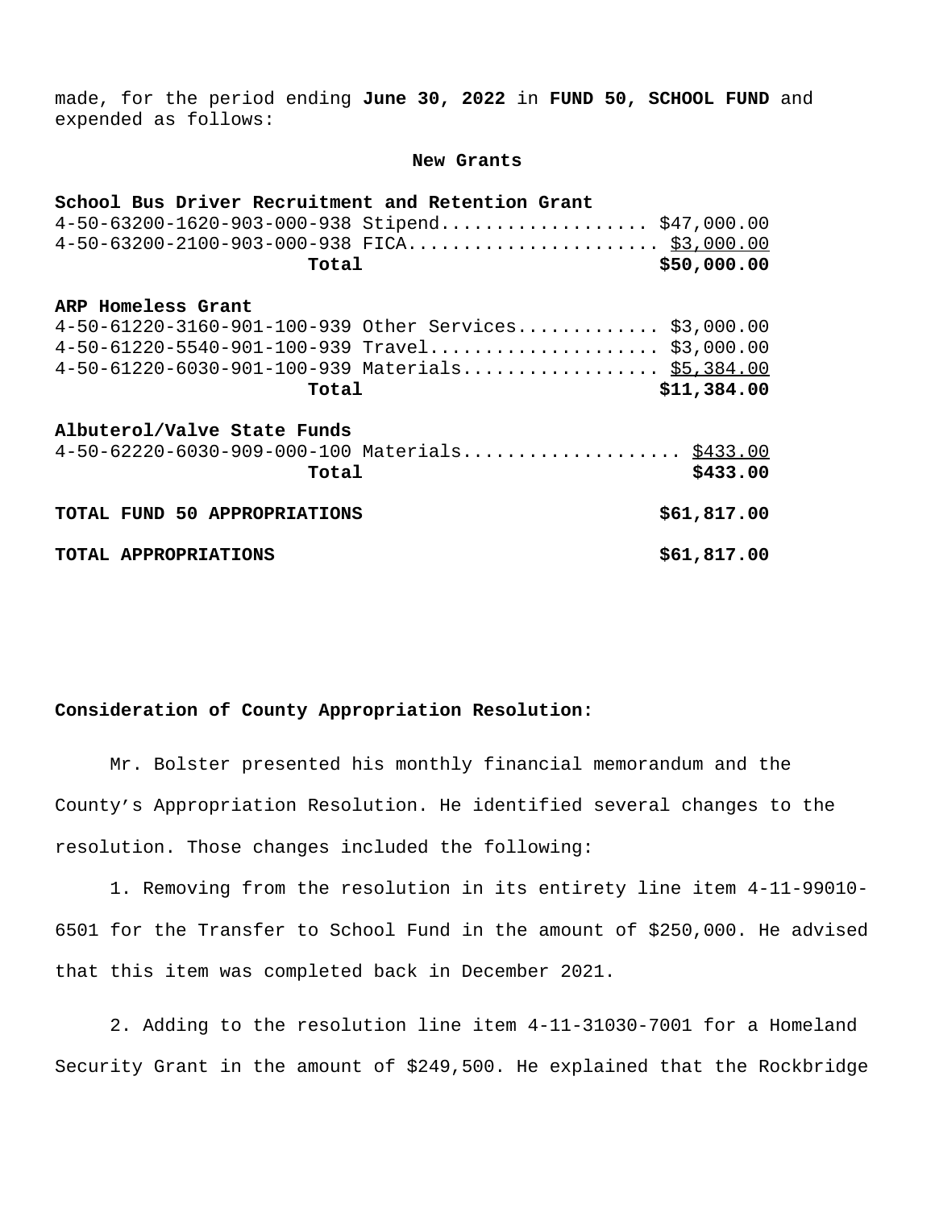made, for the period ending **June 30, 2022** in **FUND 50, SCHOOL FUND** and expended as follows:

**New Grants**

**School Bus Driver Recruitment and Retention Grant**

| | |
|---|---|
| 4-50-63200-1620-903-000-938 Stipend | $47,000.00 |
| 4-50-63200-2100-903-000-938 FICA | $3,000.00 |
| **Total** | **$50,000.00** |

**ARP Homeless Grant**

| | |
|---|---|
| 4-50-61220-3160-901-100-939 Other Services | $3,000.00 |
| 4-50-61220-5540-901-100-939 Travel | $3,000.00 |
| 4-50-61220-6030-901-100-939 Materials | $5,384.00 |
| **Total** | **$11,384.00** |

**Albuterol/Valve State Funds**

| | |
|---|---|
| 4-50-62220-6030-909-000-100 Materials | $433.00 |
| **Total** | **$433.00** |

| | |
|---|---|
| **TOTAL FUND 50 APPROPRIATIONS** | **$61,817.00** |
| **TOTAL APPROPRIATIONS** | **$61,817.00** |

**Consideration of County Appropriation Resolution:**

Mr. Bolster presented his monthly financial memorandum and the County's Appropriation Resolution. He identified several changes to the resolution. Those changes included the following:

1. Removing from the resolution in its entirety line item 4-11-99010-6501 for the Transfer to School Fund in the amount of $250,000. He advised that this item was completed back in December 2021.

2. Adding to the resolution line item 4-11-31030-7001 for a Homeland Security Grant in the amount of $249,500. He explained that the Rockbridge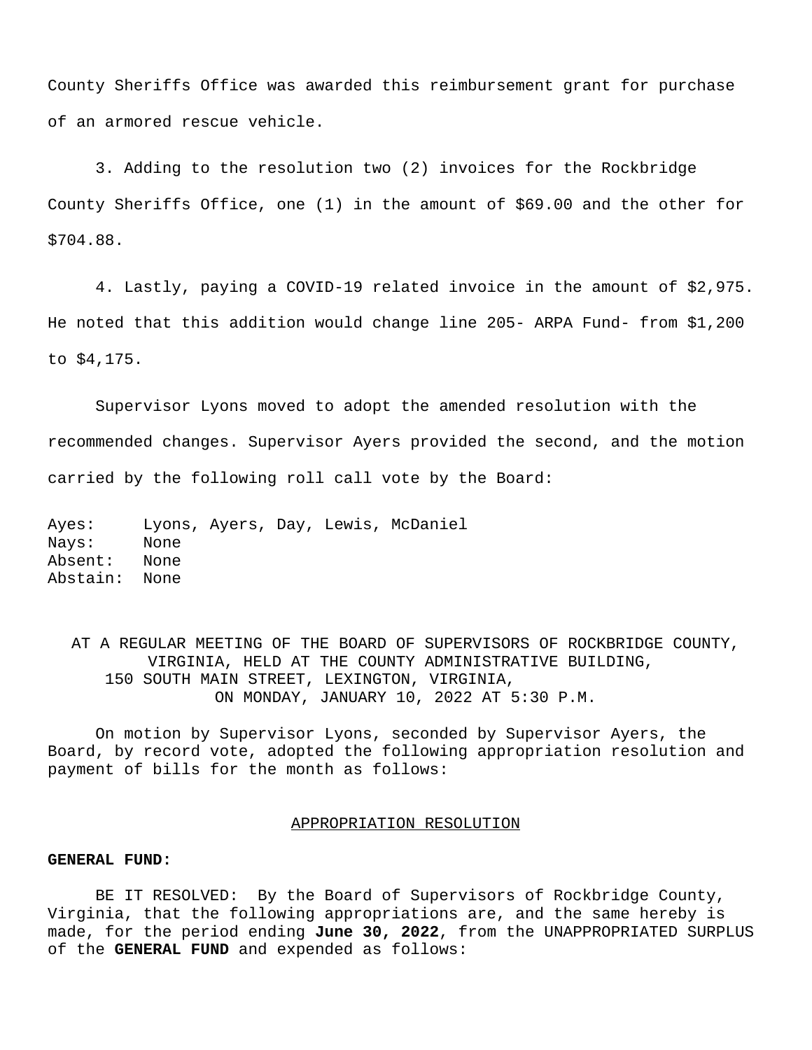County Sheriffs Office was awarded this reimbursement grant for purchase of an armored rescue vehicle.

3. Adding to the resolution two (2) invoices for the Rockbridge County Sheriffs Office, one (1) in the amount of $69.00 and the other for $704.88.

4. Lastly, paying a COVID-19 related invoice in the amount of $2,975. He noted that this addition would change line 205- ARPA Fund- from $1,200 to $4,175.

Supervisor Lyons moved to adopt the amended resolution with the recommended changes. Supervisor Ayers provided the second, and the motion carried by the following roll call vote by the Board:

Ayes: Lyons, Ayers, Day, Lewis, McDaniel
Nays: None
Absent: None
Abstain: None

AT A REGULAR MEETING OF THE BOARD OF SUPERVISORS OF ROCKBRIDGE COUNTY, VIRGINIA, HELD AT THE COUNTY ADMINISTRATIVE BUILDING, 150 SOUTH MAIN STREET, LEXINGTON, VIRGINIA, ON MONDAY, JANUARY 10, 2022 AT 5:30 P.M.

On motion by Supervisor Lyons, seconded by Supervisor Ayers, the Board, by record vote, adopted the following appropriation resolution and payment of bills for the month as follows:

APPROPRIATION RESOLUTION

**GENERAL FUND:**

BE IT RESOLVED: By the Board of Supervisors of Rockbridge County, Virginia, that the following appropriations are, and the same hereby is made, for the period ending **June 30, 2022**, from the UNAPPROPRIATED SURPLUS of the **GENERAL FUND** and expended as follows: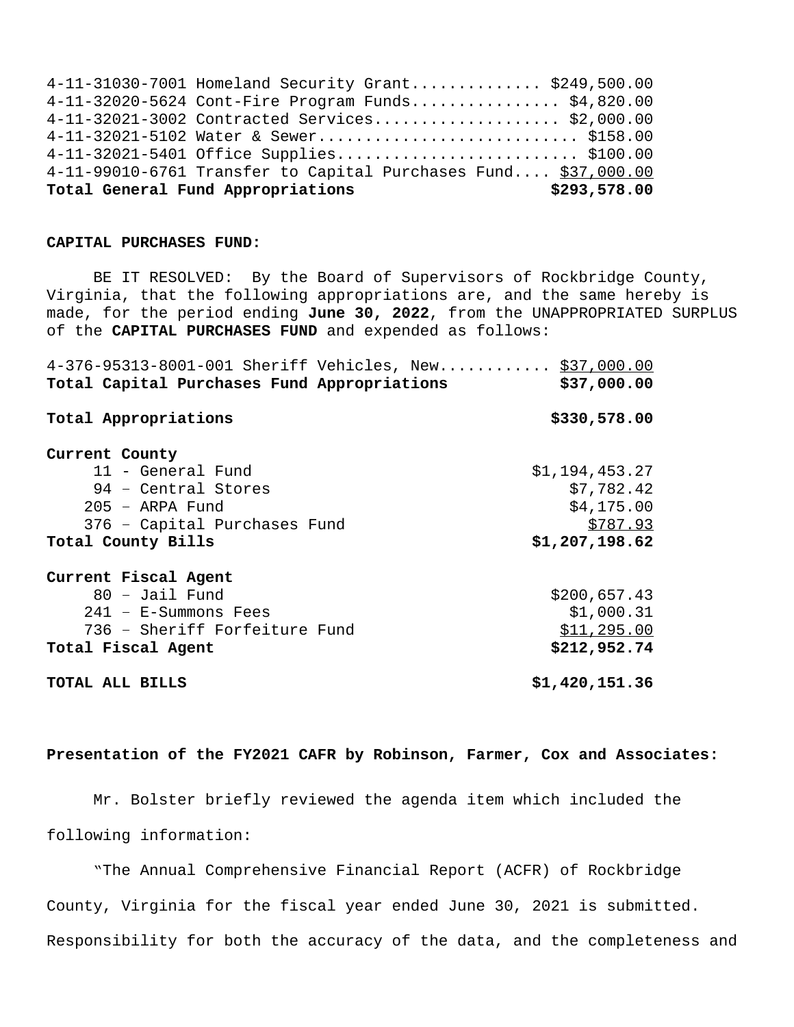4-11-31030-7001 Homeland Security Grant............. $249,500.00
4-11-32020-5624 Cont-Fire Program Funds................ $4,820.00
4-11-32021-3002 Contracted Services.................... $2,000.00
4-11-32021-5102 Water & Sewer........................... $158.00
4-11-32021-5401 Office Supplies......................... $100.00
4-11-99010-6761 Transfer to Capital Purchases Fund.... $37,000.00
**Total General Fund Appropriations $293,578.00**

**CAPITAL PURCHASES FUND:**

BE IT RESOLVED: By the Board of Supervisors of Rockbridge County, Virginia, that the following appropriations are, and the same hereby is made, for the period ending **June 30, 2022**, from the UNAPPROPRIATED SURPLUS of the **CAPITAL PURCHASES FUND** and expended as follows:

4-376-95313-8001-001 Sheriff Vehicles, New........... $37,000.00
**Total Capital Purchases Fund Appropriations $37,000.00**

**Total Appropriations $330,578.00**

| **Current County** | |
|---|---|
| 11 - General Fund | $1,194,453.27 |
| 94 – Central Stores | $7,782.42 |
| 205 – ARPA Fund | $4,175.00 |
| 376 – Capital Purchases Fund | $787.93 |
| **Total County Bills** | **$1,207,198.62** |
| **Current Fiscal Agent** | |
| 80 – Jail Fund | $200,657.43 |
| 241 – E-Summons Fees | $1,000.31 |
| 736 – Sheriff Forfeiture Fund | $11,295.00 |
| **Total Fiscal Agent** | **$212,952.74** |
| **TOTAL ALL BILLS** | **$1,420,151.36** |

**Presentation of the FY2021 CAFR by Robinson, Farmer, Cox and Associates:**

Mr. Bolster briefly reviewed the agenda item which included the following information:

"The Annual Comprehensive Financial Report (ACFR) of Rockbridge County, Virginia for the fiscal year ended June 30, 2021 is submitted. Responsibility for both the accuracy of the data, and the completeness and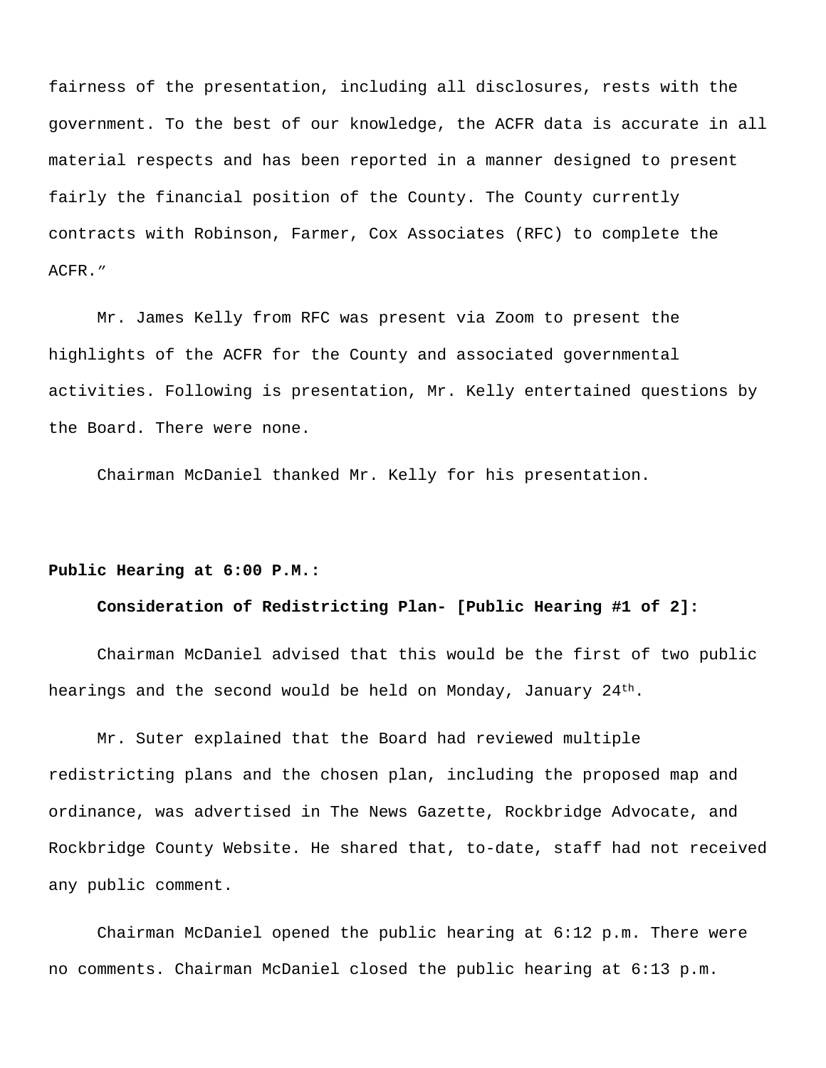fairness of the presentation, including all disclosures, rests with the government. To the best of our knowledge, the ACFR data is accurate in all material respects and has been reported in a manner designed to present fairly the financial position of the County. The County currently contracts with Robinson, Farmer, Cox Associates (RFC) to complete the ACFR."

Mr. James Kelly from RFC was present via Zoom to present the highlights of the ACFR for the County and associated governmental activities. Following is presentation, Mr. Kelly entertained questions by the Board. There were none.

Chairman McDaniel thanked Mr. Kelly for his presentation.

**Public Hearing at 6:00 P.M.:**

**Consideration of Redistricting Plan- [Public Hearing #1 of 2]:**

Chairman McDaniel advised that this would be the first of two public hearings and the second would be held on Monday, January 24th.

Mr. Suter explained that the Board had reviewed multiple redistricting plans and the chosen plan, including the proposed map and ordinance, was advertised in The News Gazette, Rockbridge Advocate, and Rockbridge County Website. He shared that, to-date, staff had not received any public comment.

Chairman McDaniel opened the public hearing at 6:12 p.m. There were no comments. Chairman McDaniel closed the public hearing at 6:13 p.m.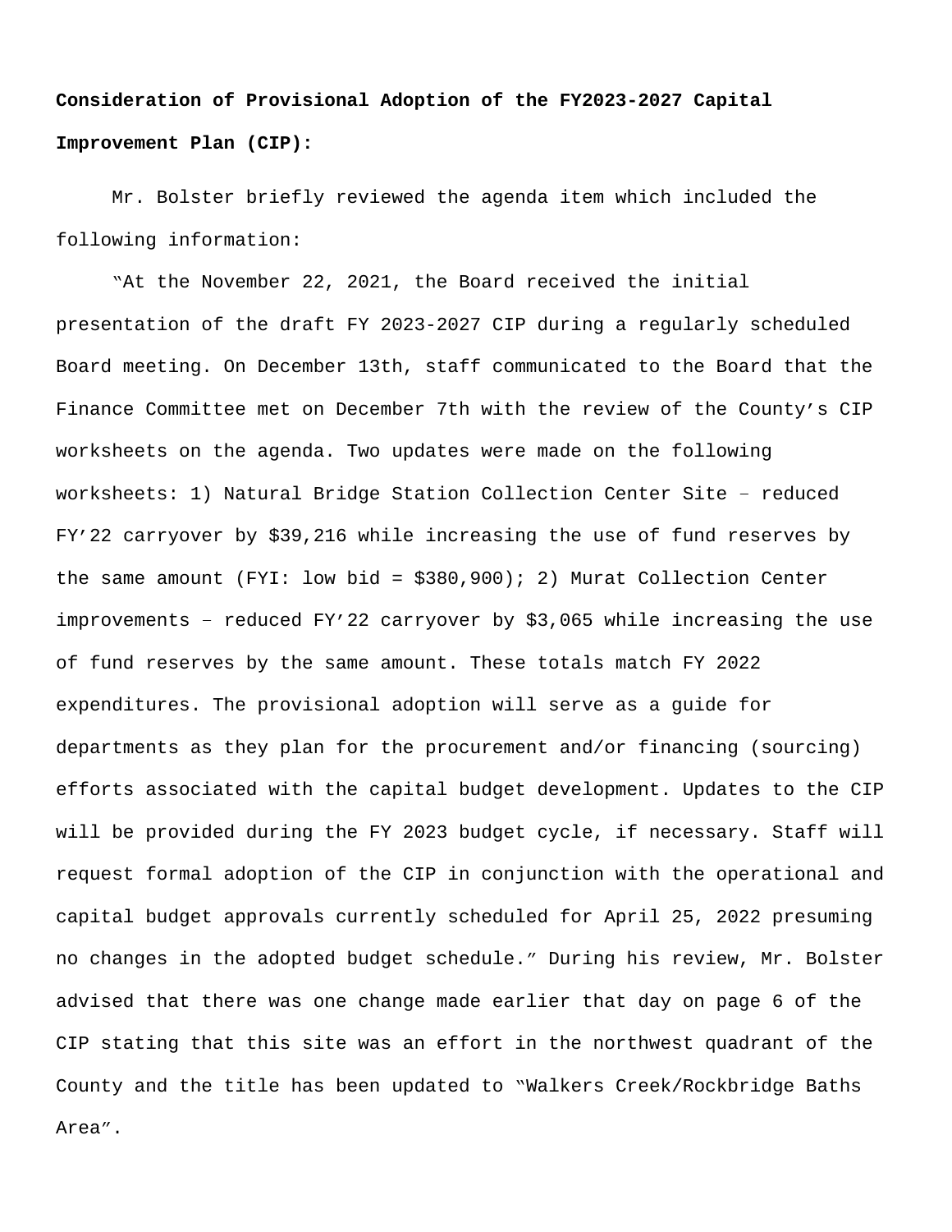**Consideration of Provisional Adoption of the FY2023-2027 Capital Improvement Plan (CIP):**

Mr. Bolster briefly reviewed the agenda item which included the following information:

"At the November 22, 2021, the Board received the initial presentation of the draft FY 2023-2027 CIP during a regularly scheduled Board meeting. On December 13th, staff communicated to the Board that the Finance Committee met on December 7th with the review of the County's CIP worksheets on the agenda. Two updates were made on the following worksheets: 1) Natural Bridge Station Collection Center Site – reduced FY'22 carryover by $39,216 while increasing the use of fund reserves by the same amount (FYI: low bid = $380,900); 2) Murat Collection Center improvements – reduced FY'22 carryover by $3,065 while increasing the use of fund reserves by the same amount. These totals match FY 2022 expenditures. The provisional adoption will serve as a guide for departments as they plan for the procurement and/or financing (sourcing) efforts associated with the capital budget development. Updates to the CIP will be provided during the FY 2023 budget cycle, if necessary. Staff will request formal adoption of the CIP in conjunction with the operational and capital budget approvals currently scheduled for April 25, 2022 presuming no changes in the adopted budget schedule." During his review, Mr. Bolster advised that there was one change made earlier that day on page 6 of the CIP stating that this site was an effort in the northwest quadrant of the County and the title has been updated to "Walkers Creek/Rockbridge Baths Area".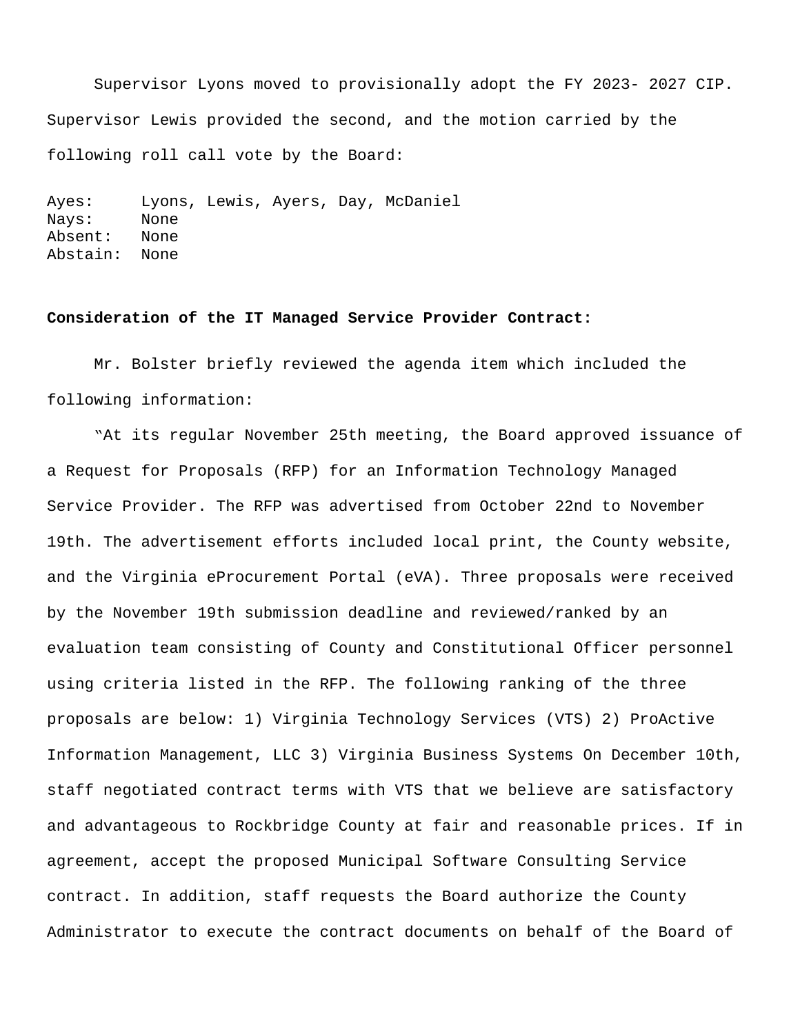Supervisor Lyons moved to provisionally adopt the FY 2023- 2027 CIP. Supervisor Lewis provided the second, and the motion carried by the following roll call vote by the Board:

Ayes: Lyons, Lewis, Ayers, Day, McDaniel
Nays: None
Absent: None
Abstain: None

**Consideration of the IT Managed Service Provider Contract:**

Mr. Bolster briefly reviewed the agenda item which included the following information:

"At its regular November 25th meeting, the Board approved issuance of a Request for Proposals (RFP) for an Information Technology Managed Service Provider. The RFP was advertised from October 22nd to November 19th. The advertisement efforts included local print, the County website, and the Virginia eProcurement Portal (eVA). Three proposals were received by the November 19th submission deadline and reviewed/ranked by an evaluation team consisting of County and Constitutional Officer personnel using criteria listed in the RFP. The following ranking of the three proposals are below: 1) Virginia Technology Services (VTS) 2) ProActive Information Management, LLC 3) Virginia Business Systems On December 10th, staff negotiated contract terms with VTS that we believe are satisfactory and advantageous to Rockbridge County at fair and reasonable prices. If in agreement, accept the proposed Municipal Software Consulting Service contract. In addition, staff requests the Board authorize the County Administrator to execute the contract documents on behalf of the Board of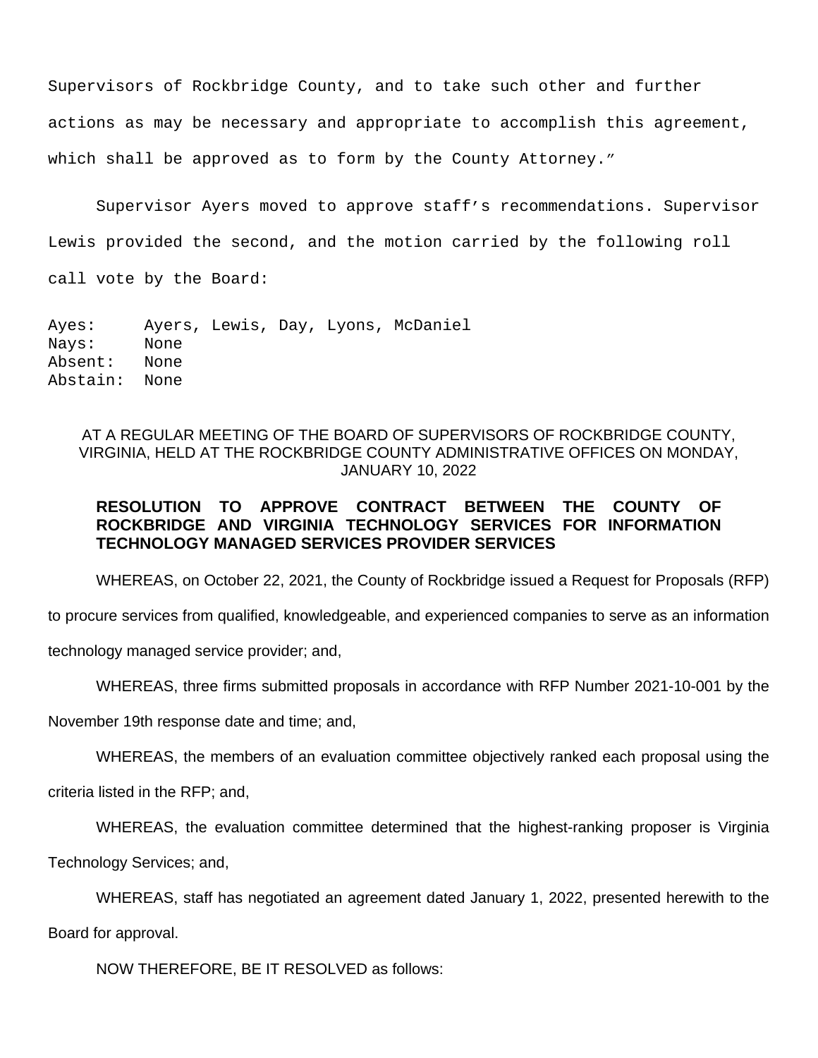Supervisors of Rockbridge County, and to take such other and further actions as may be necessary and appropriate to accomplish this agreement, which shall be approved as to form by the County Attorney."

Supervisor Ayers moved to approve staff's recommendations. Supervisor Lewis provided the second, and the motion carried by the following roll call vote by the Board:

```
Ayes:     Ayers, Lewis, Day, Lyons, McDaniel
Nays:     None
Absent:   None
Abstain:  None
```

AT A REGULAR MEETING OF THE BOARD OF SUPERVISORS OF ROCKBRIDGE COUNTY, VIRGINIA, HELD AT THE ROCKBRIDGE COUNTY ADMINISTRATIVE OFFICES ON MONDAY, JANUARY 10, 2022

**RESOLUTION TO APPROVE CONTRACT BETWEEN THE COUNTY OF ROCKBRIDGE AND VIRGINIA TECHNOLOGY SERVICES FOR INFORMATION TECHNOLOGY MANAGED SERVICES PROVIDER SERVICES**

WHEREAS, on October 22, 2021, the County of Rockbridge issued a Request for Proposals (RFP) to procure services from qualified, knowledgeable, and experienced companies to serve as an information technology managed service provider; and,

WHEREAS, three firms submitted proposals in accordance with RFP Number 2021-10-001 by the November 19th response date and time; and,

WHEREAS, the members of an evaluation committee objectively ranked each proposal using the criteria listed in the RFP; and,

WHEREAS, the evaluation committee determined that the highest-ranking proposer is Virginia Technology Services; and,

WHEREAS, staff has negotiated an agreement dated January 1, 2022, presented herewith to the Board for approval.

NOW THEREFORE, BE IT RESOLVED as follows: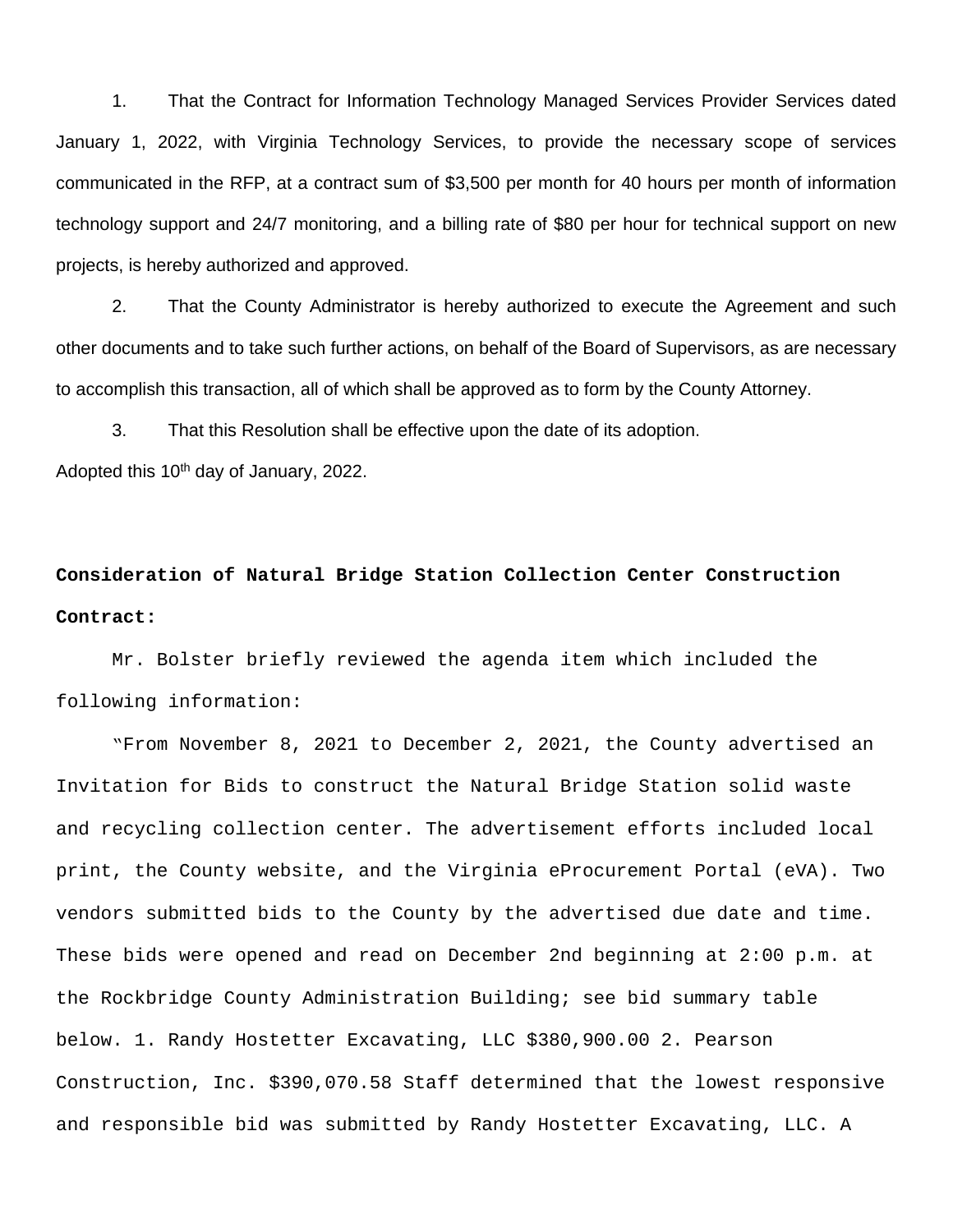1. That the Contract for Information Technology Managed Services Provider Services dated January 1, 2022, with Virginia Technology Services, to provide the necessary scope of services communicated in the RFP, at a contract sum of $3,500 per month for 40 hours per month of information technology support and 24/7 monitoring, and a billing rate of $80 per hour for technical support on new projects, is hereby authorized and approved.

2. That the County Administrator is hereby authorized to execute the Agreement and such other documents and to take such further actions, on behalf of the Board of Supervisors, as are necessary to accomplish this transaction, all of which shall be approved as to form by the County Attorney.

3. That this Resolution shall be effective upon the date of its adoption.

Adopted this 10th day of January, 2022.

**Consideration of Natural Bridge Station Collection Center Construction Contract:**

Mr. Bolster briefly reviewed the agenda item which included the following information:

"From November 8, 2021 to December 2, 2021, the County advertised an Invitation for Bids to construct the Natural Bridge Station solid waste and recycling collection center. The advertisement efforts included local print, the County website, and the Virginia eProcurement Portal (eVA). Two vendors submitted bids to the County by the advertised due date and time. These bids were opened and read on December 2nd beginning at 2:00 p.m. at the Rockbridge County Administration Building; see bid summary table below. 1. Randy Hostetter Excavating, LLC $380,900.00 2. Pearson Construction, Inc. $390,070.58 Staff determined that the lowest responsive and responsible bid was submitted by Randy Hostetter Excavating, LLC. A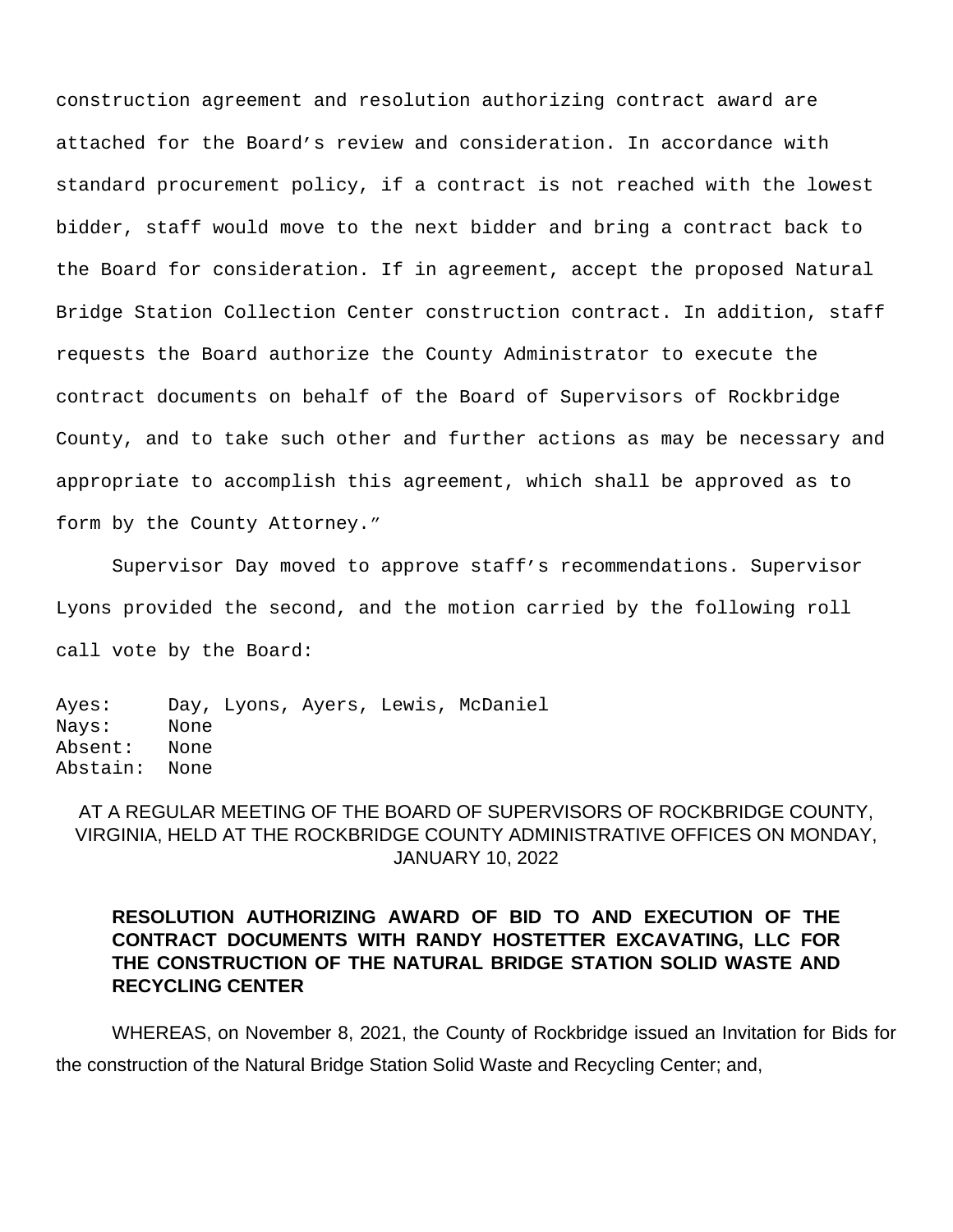construction agreement and resolution authorizing contract award are attached for the Board's review and consideration. In accordance with standard procurement policy, if a contract is not reached with the lowest bidder, staff would move to the next bidder and bring a contract back to the Board for consideration. If in agreement, accept the proposed Natural Bridge Station Collection Center construction contract. In addition, staff requests the Board authorize the County Administrator to execute the contract documents on behalf of the Board of Supervisors of Rockbridge County, and to take such other and further actions as may be necessary and appropriate to accomplish this agreement, which shall be approved as to form by the County Attorney."

Supervisor Day moved to approve staff's recommendations. Supervisor Lyons provided the second, and the motion carried by the following roll call vote by the Board:

```
Ayes:     Day, Lyons, Ayers, Lewis, McDaniel
Nays:     None
Absent:   None
Abstain:  None
```

AT A REGULAR MEETING OF THE BOARD OF SUPERVISORS OF ROCKBRIDGE COUNTY, VIRGINIA, HELD AT THE ROCKBRIDGE COUNTY ADMINISTRATIVE OFFICES ON MONDAY, JANUARY 10, 2022

**RESOLUTION AUTHORIZING AWARD OF BID TO AND EXECUTION OF THE CONTRACT DOCUMENTS WITH RANDY HOSTETTER EXCAVATING, LLC FOR THE CONSTRUCTION OF THE NATURAL BRIDGE STATION SOLID WASTE AND RECYCLING CENTER**

WHEREAS, on November 8, 2021, the County of Rockbridge issued an Invitation for Bids for the construction of the Natural Bridge Station Solid Waste and Recycling Center; and,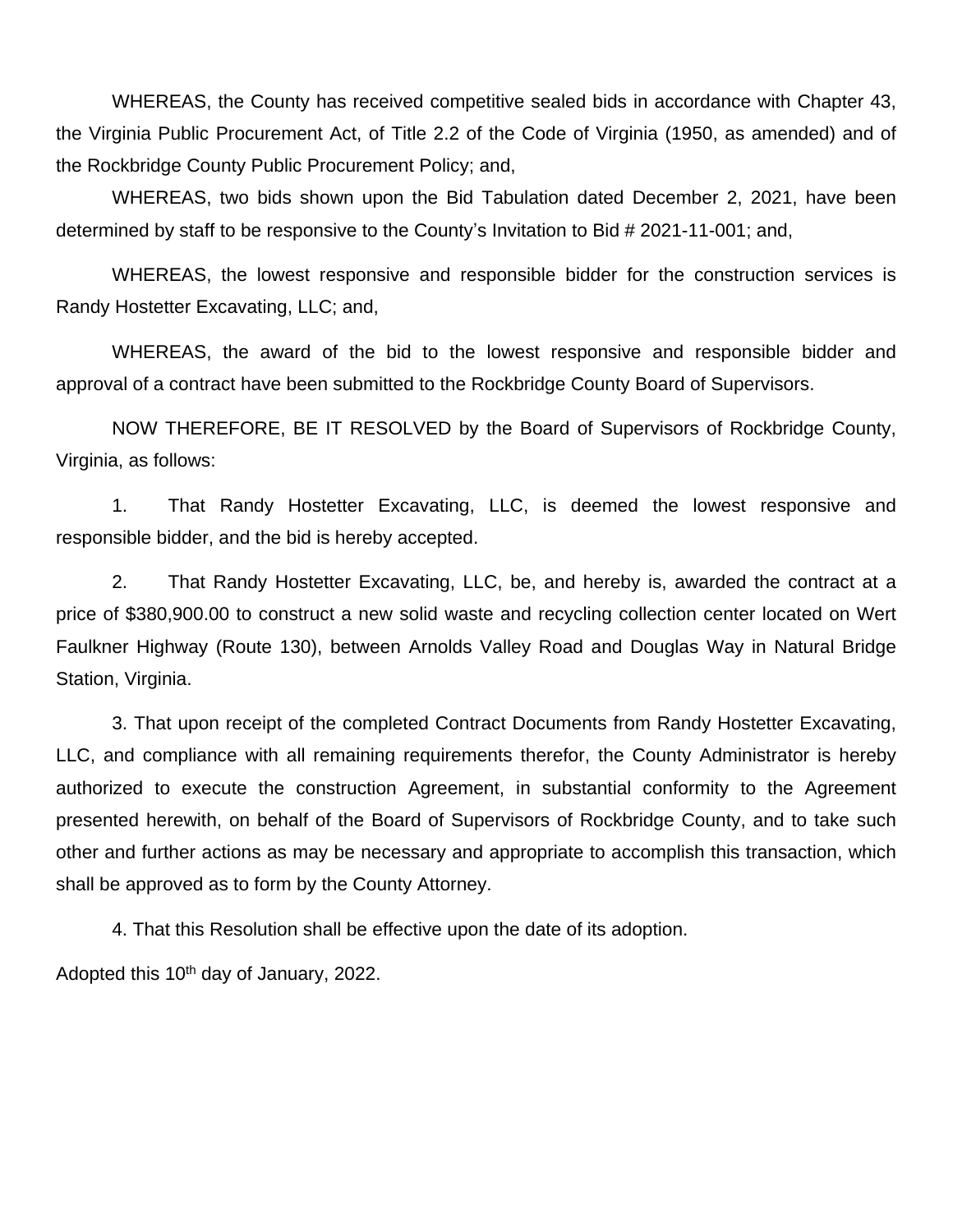WHEREAS, the County has received competitive sealed bids in accordance with Chapter 43, the Virginia Public Procurement Act, of Title 2.2 of the Code of Virginia (1950, as amended) and of the Rockbridge County Public Procurement Policy; and,

WHEREAS, two bids shown upon the Bid Tabulation dated December 2, 2021, have been determined by staff to be responsive to the County's Invitation to Bid # 2021-11-001; and,

WHEREAS, the lowest responsive and responsible bidder for the construction services is Randy Hostetter Excavating, LLC; and,

WHEREAS, the award of the bid to the lowest responsive and responsible bidder and approval of a contract have been submitted to the Rockbridge County Board of Supervisors.

NOW THEREFORE, BE IT RESOLVED by the Board of Supervisors of Rockbridge County, Virginia, as follows:

1. That Randy Hostetter Excavating, LLC, is deemed the lowest responsive and responsible bidder, and the bid is hereby accepted.

2. That Randy Hostetter Excavating, LLC, be, and hereby is, awarded the contract at a price of $380,900.00 to construct a new solid waste and recycling collection center located on Wert Faulkner Highway (Route 130), between Arnolds Valley Road and Douglas Way in Natural Bridge Station, Virginia.

3. That upon receipt of the completed Contract Documents from Randy Hostetter Excavating, LLC, and compliance with all remaining requirements therefor, the County Administrator is hereby authorized to execute the construction Agreement, in substantial conformity to the Agreement presented herewith, on behalf of the Board of Supervisors of Rockbridge County, and to take such other and further actions as may be necessary and appropriate to accomplish this transaction, which shall be approved as to form by the County Attorney.

4. That this Resolution shall be effective upon the date of its adoption.

Adopted this 10th day of January, 2022.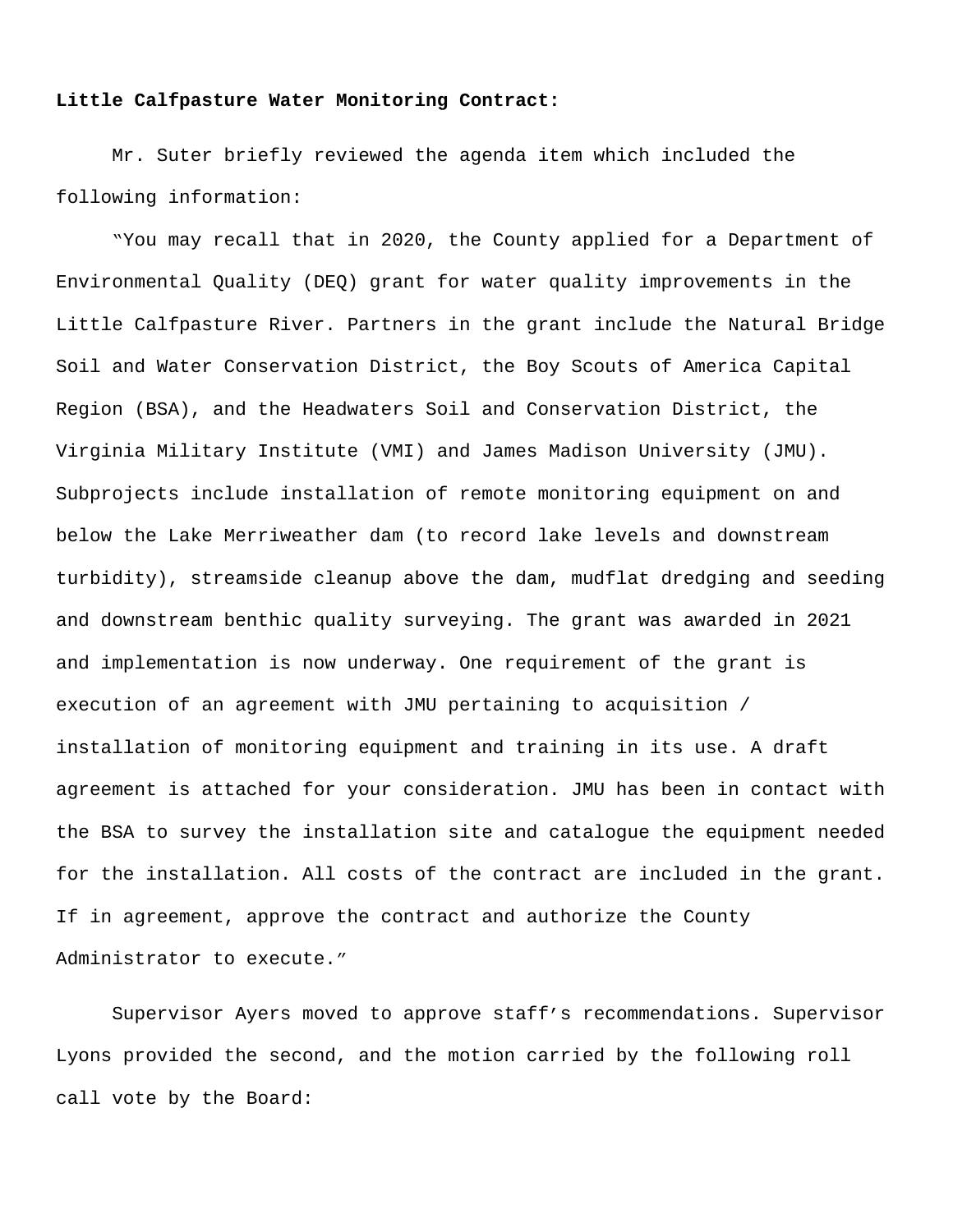**Little Calfpasture Water Monitoring Contract:**

Mr. Suter briefly reviewed the agenda item which included the following information:

"You may recall that in 2020, the County applied for a Department of Environmental Quality (DEQ) grant for water quality improvements in the Little Calfpasture River. Partners in the grant include the Natural Bridge Soil and Water Conservation District, the Boy Scouts of America Capital Region (BSA), and the Headwaters Soil and Conservation District, the Virginia Military Institute (VMI) and James Madison University (JMU). Subprojects include installation of remote monitoring equipment on and below the Lake Merriweather dam (to record lake levels and downstream turbidity), streamside cleanup above the dam, mudflat dredging and seeding and downstream benthic quality surveying. The grant was awarded in 2021 and implementation is now underway. One requirement of the grant is execution of an agreement with JMU pertaining to acquisition / installation of monitoring equipment and training in its use. A draft agreement is attached for your consideration. JMU has been in contact with the BSA to survey the installation site and catalogue the equipment needed for the installation. All costs of the contract are included in the grant. If in agreement, approve the contract and authorize the County Administrator to execute."

Supervisor Ayers moved to approve staff's recommendations. Supervisor Lyons provided the second, and the motion carried by the following roll call vote by the Board: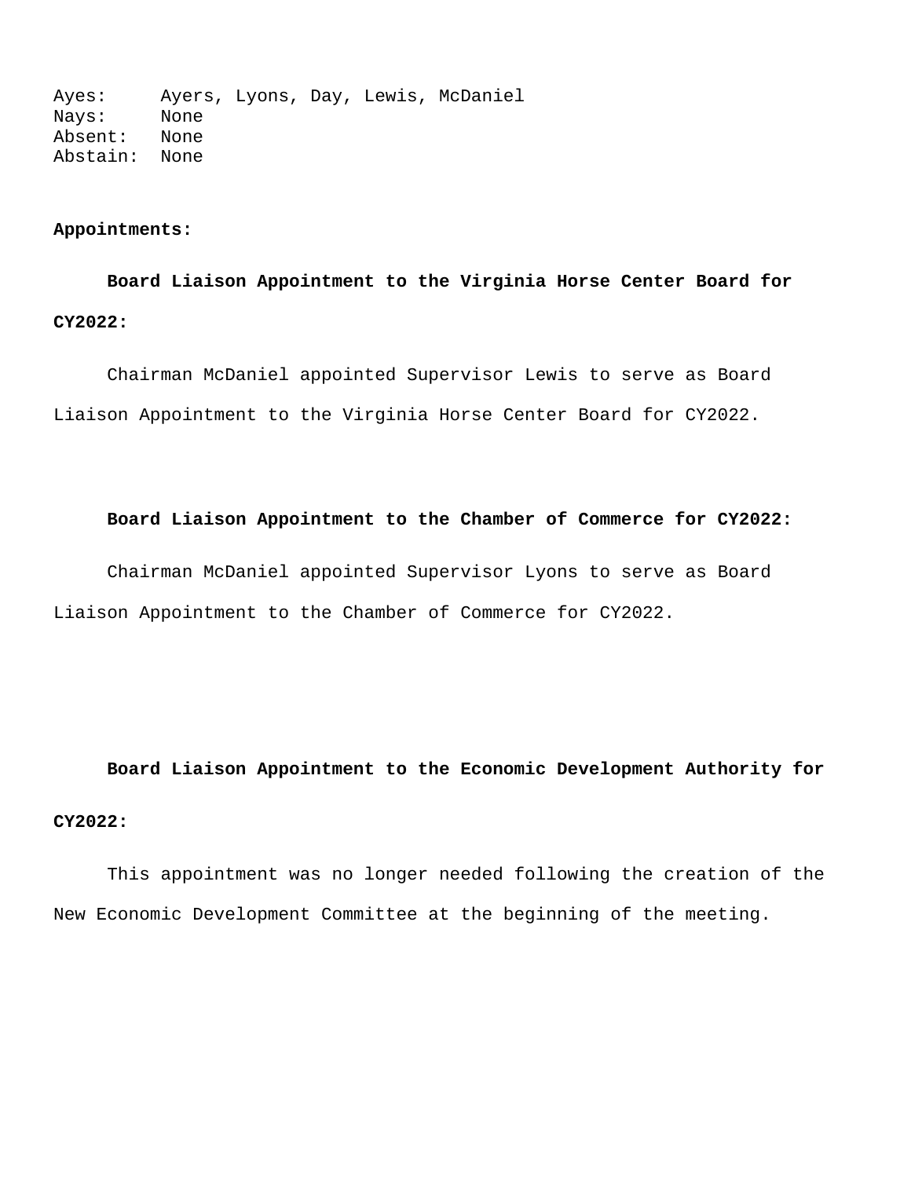Ayes: Ayers, Lyons, Day, Lewis, McDaniel
Nays: None
Absent: None
Abstain: None

**Appointments:**

**Board Liaison Appointment to the Virginia Horse Center Board for CY2022:**

Chairman McDaniel appointed Supervisor Lewis to serve as Board Liaison Appointment to the Virginia Horse Center Board for CY2022.

**Board Liaison Appointment to the Chamber of Commerce for CY2022:**

Chairman McDaniel appointed Supervisor Lyons to serve as Board Liaison Appointment to the Chamber of Commerce for CY2022.

**Board Liaison Appointment to the Economic Development Authority for CY2022:**

This appointment was no longer needed following the creation of the New Economic Development Committee at the beginning of the meeting.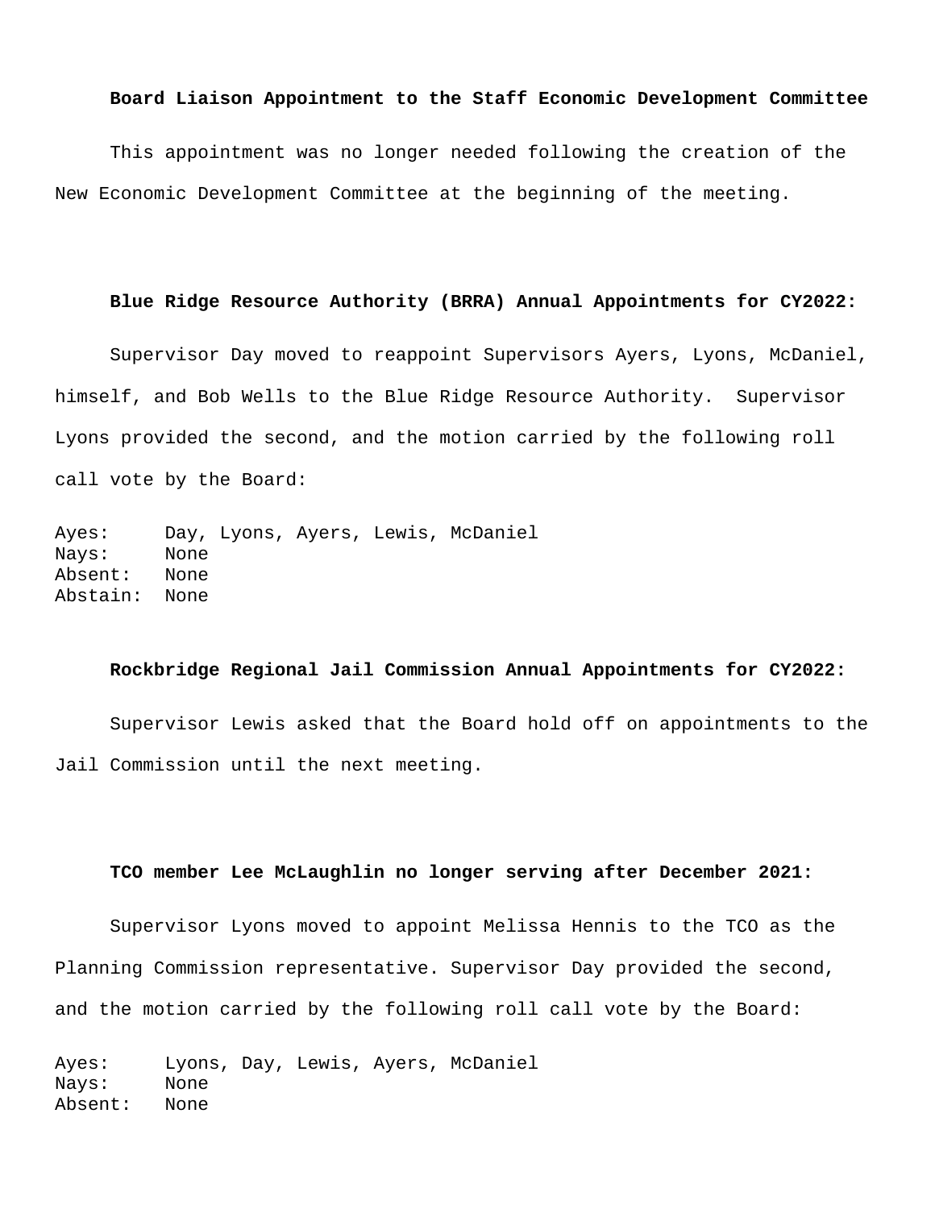**Board Liaison Appointment to the Staff Economic Development Committee**

This appointment was no longer needed following the creation of the New Economic Development Committee at the beginning of the meeting.

**Blue Ridge Resource Authority (BRRA) Annual Appointments for CY2022:**

Supervisor Day moved to reappoint Supervisors Ayers, Lyons, McDaniel, himself, and Bob Wells to the Blue Ridge Resource Authority. Supervisor Lyons provided the second, and the motion carried by the following roll call vote by the Board:

Ayes: Day, Lyons, Ayers, Lewis, McDaniel
Nays: None
Absent: None
Abstain: None

**Rockbridge Regional Jail Commission Annual Appointments for CY2022:**

Supervisor Lewis asked that the Board hold off on appointments to the Jail Commission until the next meeting.

**TCO member Lee McLaughlin no longer serving after December 2021:**

Supervisor Lyons moved to appoint Melissa Hennis to the TCO as the Planning Commission representative. Supervisor Day provided the second, and the motion carried by the following roll call vote by the Board:

Ayes: Lyons, Day, Lewis, Ayers, McDaniel
Nays: None
Absent: None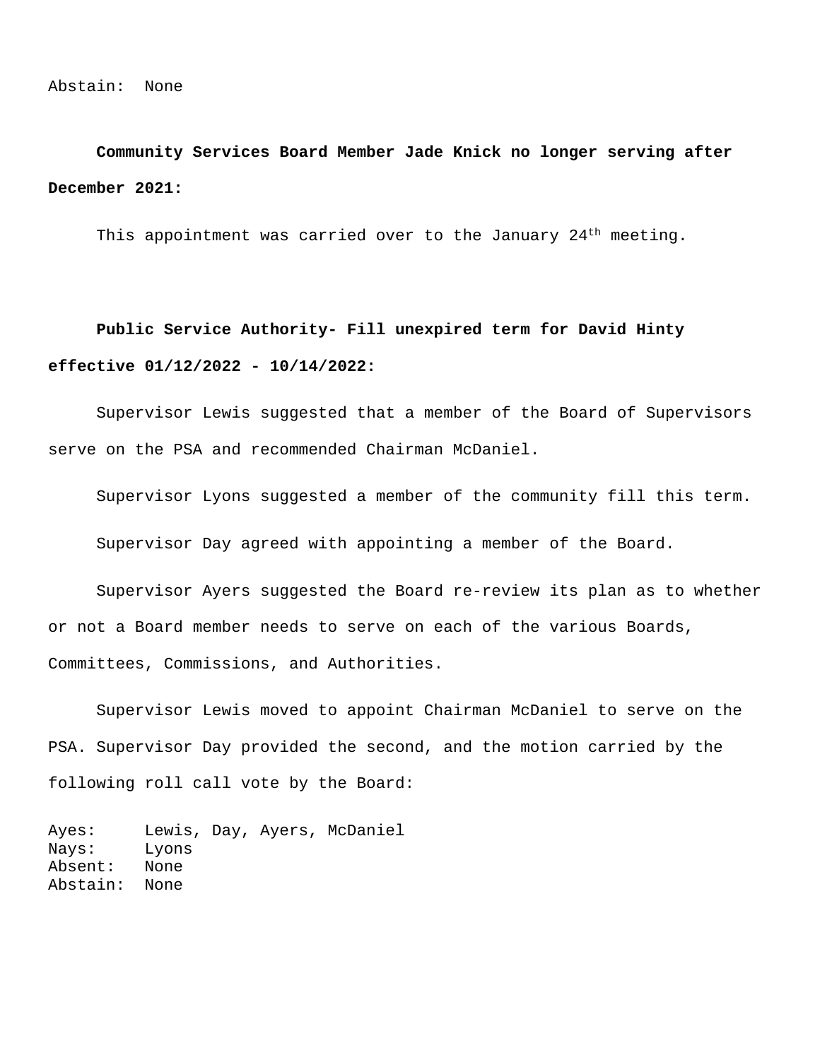Abstain: None

**Community Services Board Member Jade Knick no longer serving after December 2021:**

This appointment was carried over to the January 24th meeting.

**Public Service Authority- Fill unexpired term for David Hinty effective 01/12/2022 - 10/14/2022:**

Supervisor Lewis suggested that a member of the Board of Supervisors serve on the PSA and recommended Chairman McDaniel.

Supervisor Lyons suggested a member of the community fill this term.

Supervisor Day agreed with appointing a member of the Board.

Supervisor Ayers suggested the Board re-review its plan as to whether or not a Board member needs to serve on each of the various Boards, Committees, Commissions, and Authorities.

Supervisor Lewis moved to appoint Chairman McDaniel to serve on the PSA. Supervisor Day provided the second, and the motion carried by the following roll call vote by the Board:

```
Ayes:     Lewis, Day, Ayers, McDaniel
Nays:     Lyons
Absent:   None
Abstain:  None
```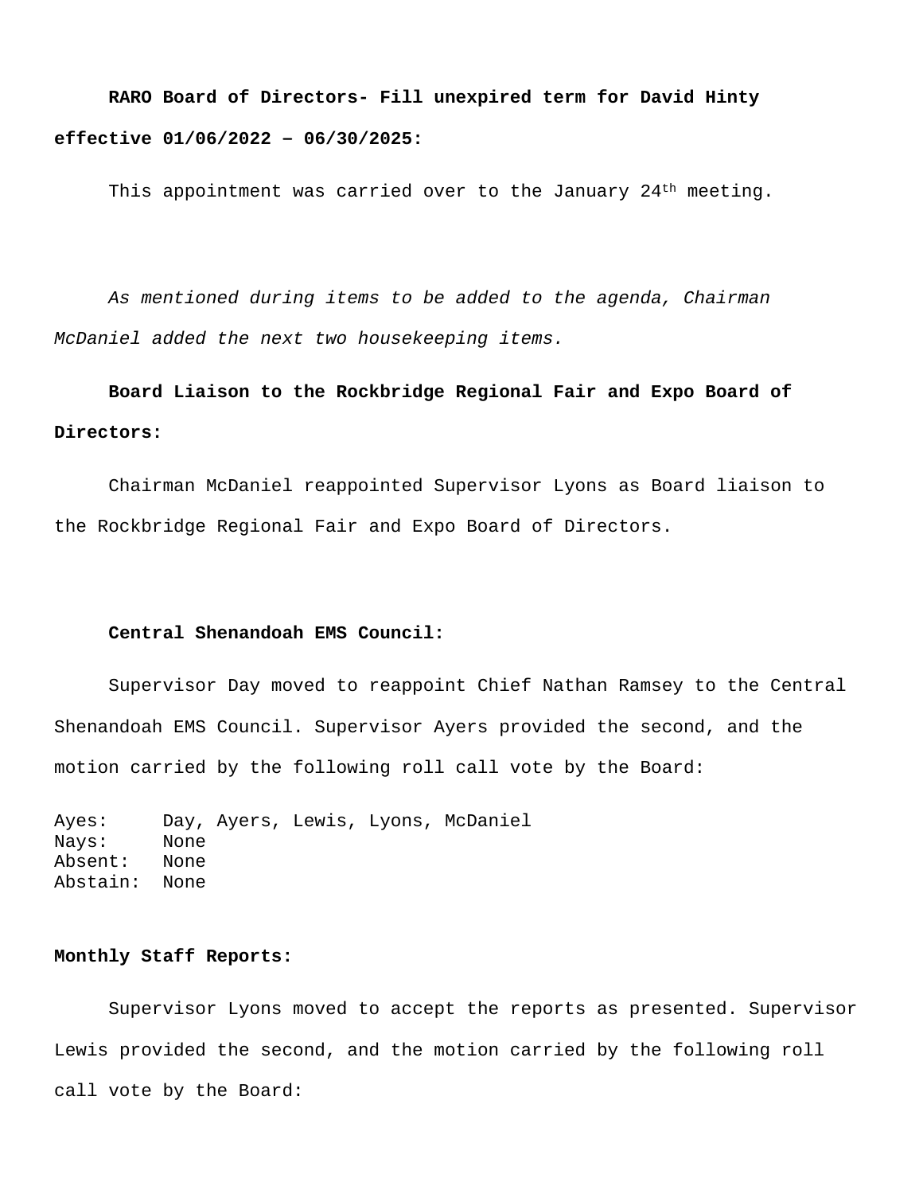**RARO Board of Directors- Fill unexpired term for David Hinty effective 01/06/2022 – 06/30/2025:**

This appointment was carried over to the January 24th meeting.

*As mentioned during items to be added to the agenda, Chairman McDaniel added the next two housekeeping items.*

**Board Liaison to the Rockbridge Regional Fair and Expo Board of Directors:**

Chairman McDaniel reappointed Supervisor Lyons as Board liaison to the Rockbridge Regional Fair and Expo Board of Directors.

**Central Shenandoah EMS Council:**

Supervisor Day moved to reappoint Chief Nathan Ramsey to the Central Shenandoah EMS Council. Supervisor Ayers provided the second, and the motion carried by the following roll call vote by the Board:

```
Ayes:     Day, Ayers, Lewis, Lyons, McDaniel
Nays:     None
Absent:   None
Abstain:  None
```

**Monthly Staff Reports:**

Supervisor Lyons moved to accept the reports as presented. Supervisor Lewis provided the second, and the motion carried by the following roll call vote by the Board: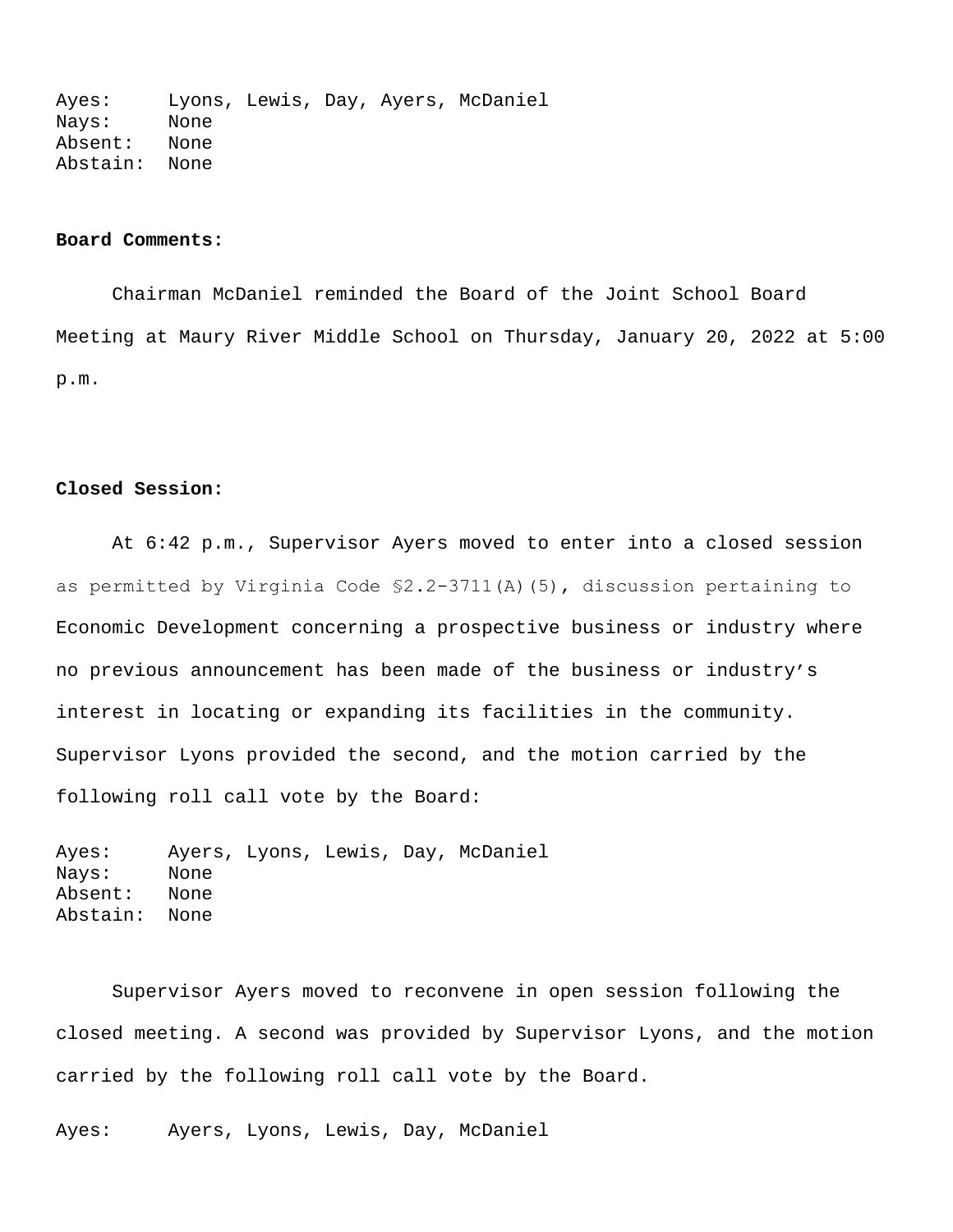Ayes: Lyons, Lewis, Day, Ayers, McDaniel
Nays: None
Absent: None
Abstain: None

**Board Comments:**

Chairman McDaniel reminded the Board of the Joint School Board Meeting at Maury River Middle School on Thursday, January 20, 2022 at 5:00 p.m.

**Closed Session:**

At 6:42 p.m., Supervisor Ayers moved to enter into a closed session as permitted by Virginia Code §2.2-3711(A)(5), discussion pertaining to Economic Development concerning a prospective business or industry where no previous announcement has been made of the business or industry's interest in locating or expanding its facilities in the community. Supervisor Lyons provided the second, and the motion carried by the following roll call vote by the Board:

Ayes: Ayers, Lyons, Lewis, Day, McDaniel
Nays: None
Absent: None
Abstain: None

Supervisor Ayers moved to reconvene in open session following the closed meeting. A second was provided by Supervisor Lyons, and the motion carried by the following roll call vote by the Board.

Ayes: Ayers, Lyons, Lewis, Day, McDaniel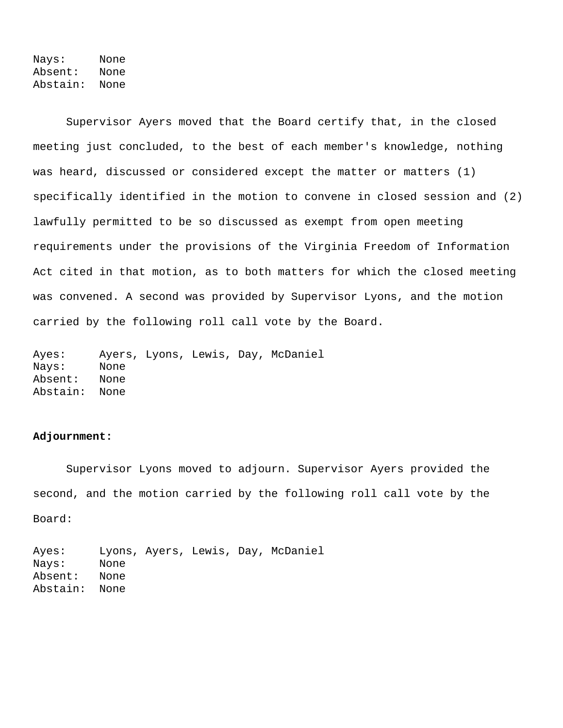Nays: None
Absent: None
Abstain: None

Supervisor Ayers moved that the Board certify that, in the closed meeting just concluded, to the best of each member's knowledge, nothing was heard, discussed or considered except the matter or matters (1) specifically identified in the motion to convene in closed session and (2) lawfully permitted to be so discussed as exempt from open meeting requirements under the provisions of the Virginia Freedom of Information Act cited in that motion, as to both matters for which the closed meeting was convened. A second was provided by Supervisor Lyons, and the motion carried by the following roll call vote by the Board.

Ayes: Ayers, Lyons, Lewis, Day, McDaniel
Nays: None
Absent: None
Abstain: None

**Adjournment:**

Supervisor Lyons moved to adjourn. Supervisor Ayers provided the second, and the motion carried by the following roll call vote by the Board:

Ayes: Lyons, Ayers, Lewis, Day, McDaniel
Nays: None
Absent: None
Abstain: None